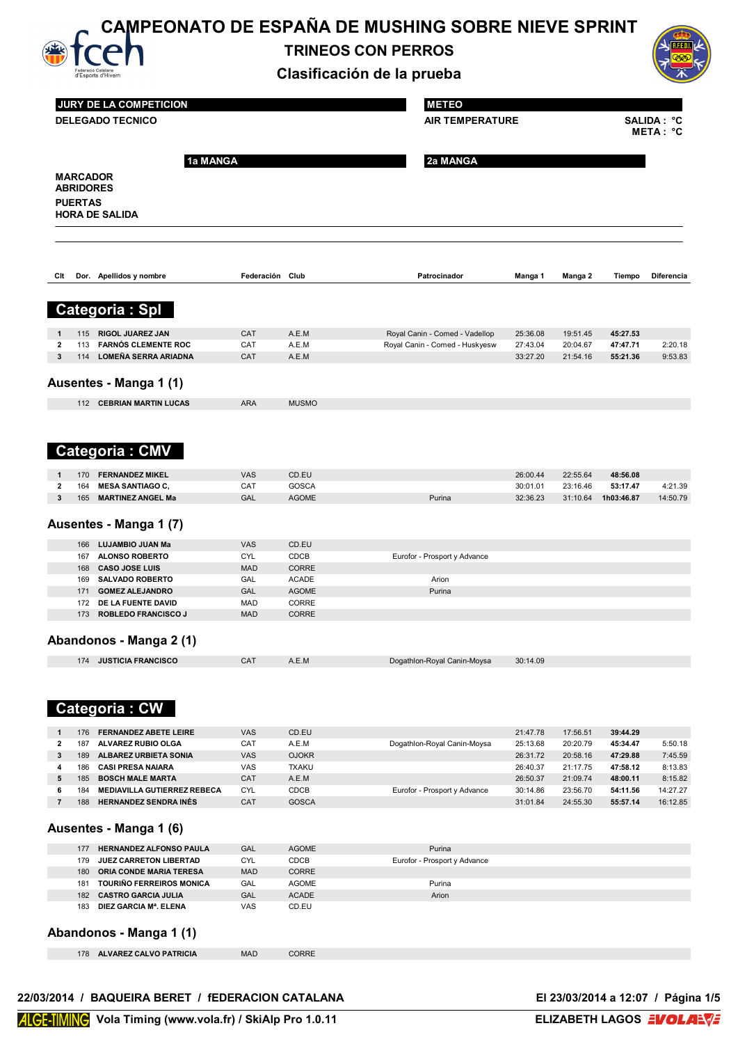# CAMPEONATO DE ESPAÑA DE MUSHING SOBRE NIEVE SPRINT

## TRINEOS CON PERROS

## Clasificación de la prueba

**JURY DE LA COMPETICION**

**DELEGADO TECNICO**

**METEO**

**AIR TEMPERATURE**

**SALIDA : °C**
**META : °C**

**1a MANGA** | **2a MANGA**

**MARCADOR**
**ABRIDORES**
**PUERTAS**
**HORA DE SALIDA**

## Categoria : Spl

| Clt | Dor. | Apellidos y nombre | Federación | Club | Patrocinador | Manga 1 | Manga 2 | Tiempo | Diferencia |
|---|---|---|---|---|---|---|---|---|---|
| 1 | 115 | **RIGOL JUAREZ JAN** | CAT | A.E.M | Royal Canin - Comed - Vadellop | 25:36.08 | 19:51.45 | **45:27.53** | |
| 2 | 113 | **FARNÓS CLEMENTE ROC** | CAT | A.E.M | Royal Canin - Comed - Huskyesw | 27:43.04 | 20:04.67 | **47:47.71** | 2:20.18 |
| 3 | 114 | **LOMEÑA SERRA ARIADNA** | CAT | A.E.M | | 33:27.20 | 21:54.16 | **55:21.36** | 9:53.83 |

### Ausentes - Manga 1 (1)

| Dor. | Apellidos y nombre | Federación | Club |
|---|---|---|---|
| 112 | **CEBRIAN MARTIN LUCAS** | ARA | MUSMO |

## Categoria : CMV

| Clt | Dor. | Apellidos y nombre | Federación | Club | Patrocinador | Manga 1 | Manga 2 | Tiempo | Diferencia |
|---|---|---|---|---|---|---|---|---|---|
| 1 | 170 | **FERNANDEZ MIKEL** | VAS | CD.EU | | 26:00.44 | 22:55.64 | **48:56.08** | |
| 2 | 164 | **MESA SANTIAGO C,** | CAT | GOSCA | | 30:01.01 | 23:16.46 | **53:17.47** | 4:21.39 |
| 3 | 165 | **MARTINEZ ANGEL Ma** | GAL | AGOME | Purina | 32:36.23 | 31:10.64 | **1h03:46.87** | 14:50.79 |

### Ausentes - Manga 1 (7)

| Dor. | Apellidos y nombre | Federación | Club | Patrocinador |
|---|---|---|---|---|
| 166 | **LUJAMBIO JUAN Ma** | VAS | CD.EU | |
| 167 | **ALONSO ROBERTO** | CYL | CDCB | Eurofor - Prosport y Advance |
| 168 | **CASO JOSE LUIS** | MAD | CORRE | |
| 169 | **SALVADO ROBERTO** | GAL | ACADE | Arion |
| 171 | **GOMEZ ALEJANDRO** | GAL | AGOME | Purina |
| 172 | **DE LA FUENTE DAVID** | MAD | CORRE | |
| 173 | **ROBLEDO FRANCISCO J** | MAD | CORRE | |

### Abandonos - Manga 2 (1)

| Dor. | Apellidos y nombre | Federación | Club | Patrocinador | Manga 1 |
|---|---|---|---|---|---|
| 174 | **JUSTICIA FRANCISCO** | CAT | A.E.M | Dogathlon-Royal Canin-Moysa | 30:14.09 |

## Categoria : CW

| Clt | Dor. | Apellidos y nombre | Federación | Club | Patrocinador | Manga 1 | Manga 2 | Tiempo | Diferencia |
|---|---|---|---|---|---|---|---|---|---|
| 1 | 176 | **FERNANDEZ ABETE LEIRE** | VAS | CD.EU | | 21:47.78 | 17:56.51 | **39:44.29** | |
| 2 | 187 | **ALVAREZ RUBIO OLGA** | CAT | A.E.M | Dogathlon-Royal Canin-Moysa | 25:13.68 | 20:20.79 | **45:34.47** | 5:50.18 |
| 3 | 189 | **ALBAREZ URBIETA SONIA** | VAS | OJOKR | | 26:31.72 | 20:58.16 | **47:29.88** | 7:45.59 |
| 4 | 186 | **CASI PRESA NAIARA** | VAS | TXAKU | | 26:40.37 | 21:17.75 | **47:58.12** | 8:13.83 |
| 5 | 185 | **BOSCH MALE MARTA** | CAT | A.E.M | | 26:50.37 | 21:09.74 | **48:00.11** | 8:15.82 |
| 6 | 184 | **MEDIAVILLA GUTIERREZ REBECA** | CYL | CDCB | Eurofor - Prosport y Advance | 30:14.86 | 23:56.70 | **54:11.56** | 14:27.27 |
| 7 | 188 | **HERNANDEZ SENDRA INÉS** | CAT | GOSCA | | 31:01.84 | 24:55.30 | **55:57.14** | 16:12.85 |

### Ausentes - Manga 1 (6)

| Dor. | Apellidos y nombre | Federación | Club | Patrocinador |
|---|---|---|---|---|
| 177 | **HERNANDEZ ALFONSO PAULA** | GAL | AGOME | Purina |
| 179 | **JUEZ CARRETON LIBERTAD** | CYL | CDCB | Eurofor - Prosport y Advance |
| 180 | **ORIA CONDE MARIA TERESA** | MAD | CORRE | |
| 181 | **TOURIÑO FERREIROS MONICA** | GAL | AGOME | Purina |
| 182 | **CASTRO GARCIA JULIA** | GAL | ACADE | Arion |
| 183 | **DIEZ GARCIA Mª. ELENA** | VAS | CD.EU | |

### Abandonos - Manga 1 (1)

| Dor. | Apellidos y nombre | Federación | Club |
|---|---|---|---|
| 178 | **ALVAREZ CALVO PATRICIA** | MAD | CORRE |

**22/03/2014 / BAQUEIRA BERET / fEDERACION CATALANA**

**El 23/03/2014 a 12:07**

**ELIZABETH LAGOS**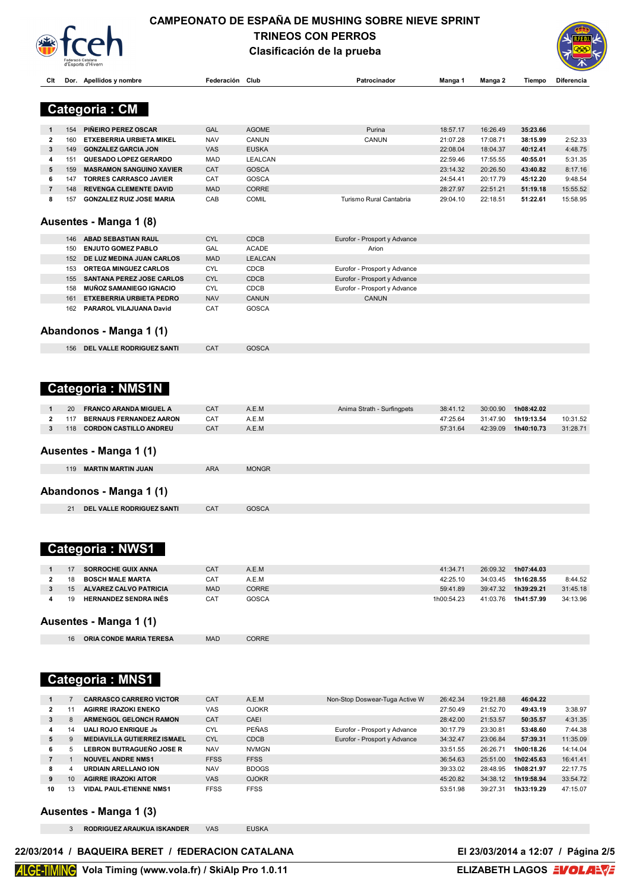# CAMPEONATO DE ESPAÑA DE MUSHING SOBRE NIEVE SPRINT

## TRINEOS CON PERROS

### Clasificación de la prueba

## Categoria : CM

| Clt | Dor. | Apellidos y nombre | Federación | Club | Patrocinador | Manga 1 | Manga 2 | Tiempo | Diferencia |
|---|---|---|---|---|---|---|---|---|---|
| 1 | 154 | PIÑEIRO PEREZ OSCAR | GAL | AGOME | Purina | 18:57.17 | 16:26.49 | 35:23.66 | |
| 2 | 160 | ETXEBERRIA URBIETA MIKEL | NAV | CANUN | CANUN | 21:07.28 | 17:08.71 | 38:15.99 | 2:52.33 |
| 3 | 149 | GONZALEZ GARCIA JON | VAS | EUSKA | | 22:08.04 | 18:04.37 | 40:12.41 | 4:48.75 |
| 4 | 151 | QUESADO LOPEZ GERARDO | MAD | LEALCAN | | 22:59.46 | 17:55.55 | 40:55.01 | 5:31.35 |
| 5 | 159 | MASRAMON SANGUINO XAVIER | CAT | GOSCA | | 23:14.32 | 20:26.50 | 43:40.82 | 8:17.16 |
| 6 | 147 | TORRES CARRASCO JAVIER | CAT | GOSCA | | 24:54.41 | 20:17.79 | 45:12.20 | 9:48.54 |
| 7 | 148 | REVENGA CLEMENTE DAVID | MAD | CORRE | | 28:27.97 | 22:51.21 | 51:19.18 | 15:55.52 |
| 8 | 157 | GONZALEZ RUIZ JOSE MARIA | CAB | COMIL | Turismo Rural Cantabria | 29:04.10 | 22:18.51 | 51:22.61 | 15:58.95 |

### Ausentes - Manga 1 (8)

| Dor. | Apellidos y nombre | Federación | Club | Patrocinador |
|---|---|---|---|---|
| 146 | ABAD SEBASTIAN RAUL | CYL | CDCB | Eurofor - Prosport y Advance |
| 150 | ENJUTO GOMEZ PABLO | GAL | ACADE | Arion |
| 152 | DE LUZ MEDINA JUAN CARLOS | MAD | LEALCAN | |
| 153 | ORTEGA MINGUEZ CARLOS | CYL | CDCB | Eurofor - Prosport y Advance |
| 155 | SANTANA PEREZ JOSE CARLOS | CYL | CDCB | Eurofor - Prosport y Advance |
| 158 | MUÑOZ SAMANIEGO IGNACIO | CYL | CDCB | Eurofor - Prosport y Advance |
| 161 | ETXEBERRIA URBIETA PEDRO | NAV | CANUN | CANUN |
| 162 | PARAROL VILAJUANA David | CAT | GOSCA | |

### Abandonos - Manga 1 (1)

| Dor. | Apellidos y nombre | Federación | Club |
|---|---|---|---|
| 156 | DEL VALLE RODRIGUEZ SANTI | CAT | GOSCA |

## Categoria : NMS1N

| Clt | Dor. | Apellidos y nombre | Federación | Club | Patrocinador | Manga 1 | Manga 2 | Tiempo | Diferencia |
|---|---|---|---|---|---|---|---|---|---|
| 1 | 20 | FRANCO ARANDA MIGUEL A | CAT | A.E.M | Anima Strath - Surfingpets | 38:41.12 | 30:00.90 | 1h08:42.02 | |
| 2 | 117 | BERNAUS FERNANDEZ AARON | CAT | A.E.M | | 47:25.64 | 31:47.90 | 1h19:13.54 | 10:31.52 |
| 3 | 118 | CORDON CASTILLO ANDREU | CAT | A.E.M | | 57:31.64 | 42:39.09 | 1h40:10.73 | 31:28.71 |

### Ausentes - Manga 1 (1)

| Dor. | Apellidos y nombre | Federación | Club |
|---|---|---|---|
| 119 | MARTIN MARTIN JUAN | ARA | MONGR |

### Abandonos - Manga 1 (1)

| Dor. | Apellidos y nombre | Federación | Club |
|---|---|---|---|
| 21 | DEL VALLE RODRIGUEZ SANTI | CAT | GOSCA |

## Categoria : NWS1

| Clt | Dor. | Apellidos y nombre | Federación | Club | Patrocinador | Manga 1 | Manga 2 | Tiempo | Diferencia |
|---|---|---|---|---|---|---|---|---|---|
| 1 | 17 | SORROCHE GUIX ANNA | CAT | A.E.M | | 41:34.71 | 26:09.32 | 1h07:44.03 | |
| 2 | 18 | BOSCH MALE MARTA | CAT | A.E.M | | 42:25.10 | 34:03.45 | 1h16:28.55 | 8:44.52 |
| 3 | 15 | ALVAREZ CALVO PATRICIA | MAD | CORRE | | 59:41.89 | 39:47.32 | 1h39:29.21 | 31:45.18 |
| 4 | 19 | HERNANDEZ SENDRA INÉS | CAT | GOSCA | | 1h00:54.23 | 41:03.76 | 1h41:57.99 | 34:13.96 |

### Ausentes - Manga 1 (1)

| Dor. | Apellidos y nombre | Federación | Club |
|---|---|---|---|
| 16 | ORIA CONDE MARIA TERESA | MAD | CORRE |

## Categoria : MNS1

| Clt | Dor. | Apellidos y nombre | Federación | Club | Patrocinador | Manga 1 | Manga 2 | Tiempo | Diferencia |
|---|---|---|---|---|---|---|---|---|---|
| 1 | 7 | CARRASCO CARRERO VICTOR | CAT | A.E.M | Non-Stop Doswear-Tuga Active W | 26:42.34 | 19:21.88 | 46:04.22 | |
| 2 | 11 | AGIRRE IRAZOKI ENEKO | VAS | OJOKR | | 27:50.49 | 21:52.70 | 49:43.19 | 3:38.97 |
| 3 | 8 | ARMENGOL GELONCH RAMON | CAT | CAEI | | 28:42.00 | 21:53.57 | 50:35.57 | 4:31.35 |
| 4 | 14 | UALI ROJO ENRIQUE Js | CYL | PEÑAS | Eurofor - Prosport y Advance | 30:17.79 | 23:30.81 | 53:48.60 | 7:44.38 |
| 5 | 9 | MEDIAVILLA GUTIERREZ ISMAEL | CYL | CDCB | Eurofor - Prosport y Advance | 34:32.47 | 23:06.84 | 57:39.31 | 11:35.09 |
| 6 | 5 | LEBRON BUTRAGUEÑO JOSE R | NAV | NVMGN | | 33:51.55 | 26:26.71 | 1h00:18.26 | 14:14.04 |
| 7 | 1 | NOUVEL ANDRE NMS1 | FFSS | FFSS | | 36:54.63 | 25:51.00 | 1h02:45.63 | 16:41.41 |
| 8 | 4 | URDIAIN ARELLANO ION | NAV | BDOGS | | 39:33.02 | 28:48.95 | 1h08:21.97 | 22:17.75 |
| 9 | 10 | AGIRRE IRAZOKI AITOR | VAS | OJOKR | | 45:20.82 | 34:38.12 | 1h19:58.94 | 33:54.72 |
| 10 | 13 | VIDAL PAUL-ETIENNE NMS1 | FFSS | FFSS | | 53:51.98 | 39:27.31 | 1h33:19.29 | 47:15.07 |

### Ausentes - Manga 1 (3)

| Dor. | Apellidos y nombre | Federación | Club |
|---|---|---|---|
| 3 | RODRIGUEZ ARAUKUA ISKANDER | VAS | EUSKA |

22/03/2014 / BAQUEIRA BERET / fEDERACION CATALANA — El 23/03/2014 a 12:07

Vola Timing (www.vola.fr) / SkiAlp Pro 1.0.11 — ELIZABETH LAGOS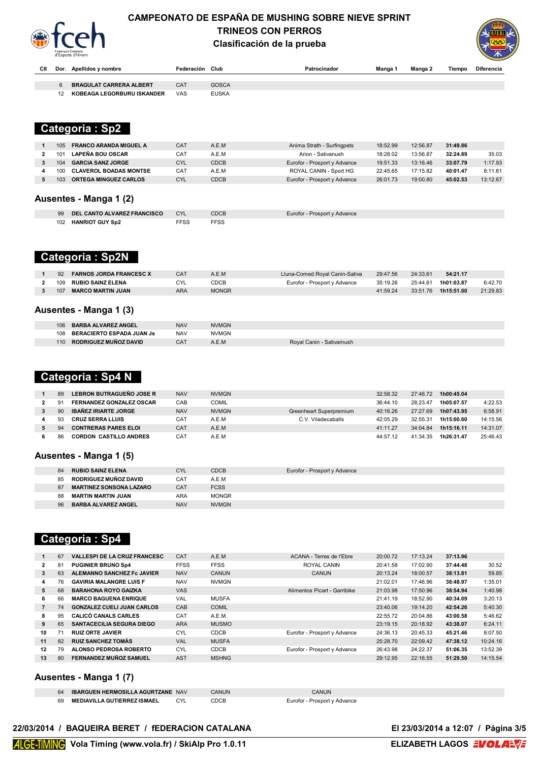# CAMPEONATO DE ESPAÑA DE MUSHING SOBRE NIEVE SPRINT

## TRINEOS CON PERROS

### Clasificación de la prueba

| Clt | Dor. | Apellidos y nombre | Federación | Club | Patrocinador | Manga 1 | Manga 2 | Tiempo | Diferencia |
|---|---|---|---|---|---|---|---|---|---|
| | 6 | BRAGULAT CARRERA ALBERT | CAT | GOSCA | | | | | |
| | 12 | KOBEAGA LEGORBURU ISKANDER | VAS | EUSKA | | | | | |

## Categoria : Sp2

| Clt | Dor. | Apellidos y nombre | Federación | Club | Patrocinador | Manga 1 | Manga 2 | Tiempo | Diferencia |
|---|---|---|---|---|---|---|---|---|---|
| 1 | 105 | FRANCO ARANDA MIGUEL A | CAT | A.E.M | Anima Strath - Surfingpets | 18:52.99 | 12:56.87 | 31:49.86 | |
| 2 | 101 | LAPEÑA BOU OSCAR | CAT | A.E.M | Arion - Sativanush | 18:28.02 | 13:56.87 | 32:24.89 | 35.03 |
| 3 | 104 | GARCIA SANZ JORGE | CYL | CDCB | Eurofor - Prosport y Advance | 19:51.33 | 13:16.46 | 33:07.79 | 1:17.93 |
| 4 | 100 | CLAVEROL BOADAS MONTSE | CAT | A.E.M | ROYAL CANIN - Sport HG | 22:45.65 | 17:15.82 | 40:01.47 | 8:11.61 |
| 5 | 103 | ORTEGA MINGUEZ CARLOS | CYL | CDCB | Eurofor - Prosport y Advance | 26:01.73 | 19:00.80 | 45:02.53 | 13:12.67 |

### Ausentes - Manga 1 (2)

| Clt | Dor. | Apellidos y nombre | Federación | Club | Patrocinador |
|---|---|---|---|---|---|
| | 99 | DEL CANTO ALVAREZ FRANCISCO | CYL | CDCB | Eurofor - Prosport y Advance |
| | 102 | HANRIOT GUY Sp2 | FFSS | FFSS | |

## Categoria : Sp2N

| Clt | Dor. | Apellidos y nombre | Federación | Club | Patrocinador | Manga 1 | Manga 2 | Tiempo | Diferencia |
|---|---|---|---|---|---|---|---|---|---|
| 1 | 92 | FARNOS JORDA FRANCESC X | CAT | A.E.M | Lluna-Comed.Royal Canin-Sativa | 29:47.56 | 24:33.61 | 54:21.17 | |
| 2 | 109 | RUBIO SAINZ ELENA | CYL | CDCB | Eurofor - Prosport y Advance | 35:19.26 | 25:44.61 | 1h01:03.87 | 6:42.70 |
| 3 | 107 | MARCO MARTIN JUAN | ARA | MONGR | | 41:59.24 | 33:51.76 | 1h15:51.00 | 21:29.83 |

### Ausentes - Manga 1 (3)

| Clt | Dor. | Apellidos y nombre | Federación | Club | Patrocinador |
|---|---|---|---|---|---|
| | 106 | BARBA ALVAREZ ANGEL | NAV | NVMGN | |
| | 108 | BERACIERTO ESPADA JUAN Js | NAV | NVMGN | |
| | 110 | RODRIGUEZ MUÑOZ DAVID | CAT | A.E.M | Royal Canin - Sativamush |

## Categoria : Sp4 N

| Clt | Dor. | Apellidos y nombre | Federación | Club | Patrocinador | Manga 1 | Manga 2 | Tiempo | Diferencia |
|---|---|---|---|---|---|---|---|---|---|
| 1 | 89 | LEBRON BUTRAGUEÑO JOSE R | NAV | NVMGN | | 32:58.32 | 27:46.72 | 1h00:45.04 | |
| 2 | 91 | FERNANDEZ GONZALEZ OSCAR | CAB | COMIL | | 36:44.10 | 28:23.47 | 1h05:07.57 | 4:22.53 |
| 3 | 90 | IBAÑEZ IRIARTE JORGE | NAV | NVMGN | Greenheart Superpremium | 40:16.26 | 27:27.69 | 1h07:43.95 | 6:58.91 |
| 4 | 93 | CRUZ SERRA LLUIS | CAT | A.E.M | C.V. Viladecaballs | 42:05.29 | 32:55.31 | 1h15:00.60 | 14:15.56 |
| 5 | 94 | CONTRERAS PARES ELOI | CAT | A.E.M | | 41:11.27 | 34:04.84 | 1h15:16.11 | 14:31.07 |
| 6 | 86 | CORDON CASTILLO ANDRES | CAT | A.E.M | | 44:57.12 | 41:34.35 | 1h26:31.47 | 25:46.43 |

### Ausentes - Manga 1 (5)

| Clt | Dor. | Apellidos y nombre | Federación | Club | Patrocinador |
|---|---|---|---|---|---|
| | 84 | RUBIO SAINZ ELENA | CYL | CDCB | Eurofor - Prosport y Advance |
| | 85 | RODRIGUEZ MUÑOZ DAVID | CAT | A.E.M | |
| | 87 | MARTINEZ SONSONA LAZARO | CAT | FCSS | |
| | 88 | MARTIN MARTIN JUAN | ARA | MONGR | |
| | 96 | BARBA ALVAREZ ANGEL | NAV | NVMGN | |

## Categoria : Sp4

| Clt | Dor. | Apellidos y nombre | Federación | Club | Patrocinador | Manga 1 | Manga 2 | Tiempo | Diferencia |
|---|---|---|---|---|---|---|---|---|---|
| 1 | 67 | VALLESPI DE LA CRUZ FRANCESC | CAT | A.E.M | ACANA - Terres de l'Ebre | 20:00.72 | 17:13.24 | 37:13.96 | |
| 2 | 81 | PUGINIER BRUNO Sp4 | FFSS | FFSS | ROYAL CANIN | 20:41.58 | 17:02.90 | 37:44.48 | 30.52 |
| 3 | 63 | ALEMANNO SANCHEZ Fc JAVIER | NAV | CANUN | CANUN | 20:13.24 | 18:00.57 | 38:13.81 | 59.85 |
| 4 | 76 | GAVIRIA MALANGRE LUIS F | NAV | NVMGN | | 21:02.01 | 17:46.96 | 38:48.97 | 1:35.01 |
| 5 | 68 | BARAHONA ROYO GAIZKA | VAS | | Alimentos Picart - Garribike | 21:03.98 | 17:50.96 | 38:54.94 | 1:40.98 |
| 6 | 66 | MARCO BAGUENA ENRIQUE | VAL | MUSFA | | 21:41.19 | 18:52.90 | 40:34.09 | 3:20.13 |
| 7 | 74 | GONZALEZ CUELI JUAN CARLOS | CAB | COMIL | | 23:40.06 | 19:14.20 | 42:54.26 | 5:40.30 |
| 8 | 95 | CALICÓ CANALS CARLES | CAT | A.E.M. | | 22:55.72 | 20:04.86 | 43:00.58 | 5:46.62 |
| 9 | 65 | SANTACECILIA SEGURA DIEGO | ARA | MUSMO | | 23:19.15 | 20:18.92 | 43:38.07 | 6:24.11 |
| 10 | 71 | RUIZ ORTE JAVIER | CYL | CDCB | Eurofor - Prosport y Advance | 24:36.13 | 20:45.33 | 45:21.46 | 8:07.50 |
| 11 | 82 | RUIZ SANCHEZ TOMÁS | VAL | MUSFA | | 25:28.70 | 22:09.42 | 47:38.12 | 10:24.16 |
| 12 | 79 | ALONSO PEDROSA ROBERTO | CYL | CDCB | Eurofor - Prosport y Advance | 26:43.98 | 24:22.37 | 51:06.35 | 13:52.39 |
| 13 | 80 | FERNANDEZ MUÑOZ SAMUEL | AST | MSHNG | | 29:12.95 | 22:16.55 | 51:29.50 | 14:15.54 |

### Ausentes - Manga 1 (7)

| Clt | Dor. | Apellidos y nombre | Federación | Club | Patrocinador |
|---|---|---|---|---|---|
| | 64 | IBARGUEN HERMOSILLA AGURTZANE | NAV | CANUN | CANUN |
| | 69 | MEDIAVILLA GUTIERREZ ISMAEL | CYL | CDCB | Eurofor - Prosport y Advance |

22/03/2014 / BAQUEIRA BERET / fEDERACION CATALANA — El 23/03/2014 a 12:07

Vola Timing (www.vola.fr) / SkiAlp Pro 1.0.11 — ELIZABETH LAGOS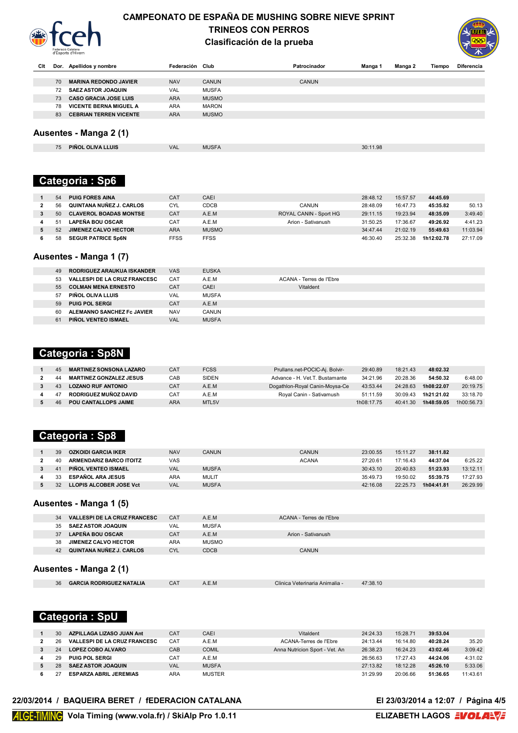# CAMPEONATO DE ESPAÑA DE MUSHING SOBRE NIEVE SPRINT
## TRINEOS CON PERROS
### Clasificación de la prueba

| Clt | Dor. | Apellidos y nombre | Federación | Club | Patrocinador | Manga 1 | Manga 2 | Tiempo | Diferencia |
|---|---|---|---|---|---|---|---|---|---|
| | 70 | **MARINA REDONDO JAVIER** | NAV | CANUN | CANUN | | | | |
| | 72 | **SAEZ ASTOR JOAQUIN** | VAL | MUSFA | | | | | |
| | 73 | **CASO GRACIA JOSE LUIS** | ARA | MUSMO | | | | | |
| | 78 | **VICENTE BERNA MIGUEL A** | ARA | MARON | | | | | |
| | 83 | **CEBRIAN TERREN VICENTE** | ARA | MUSMO | | | | | |

## Ausentes - Manga 2 (1)

| Clt | Dor. | Apellidos y nombre | Federación | Club | Patrocinador | Manga 1 | Manga 2 | Tiempo | Diferencia |
|---|---|---|---|---|---|---|---|---|---|
| | 75 | **PIÑOL OLIVA LLUIS** | VAL | MUSFA | | 30:11.98 | | | |

## Categoria : Sp6

| Clt | Dor. | Apellidos y nombre | Federación | Club | Patrocinador | Manga 1 | Manga 2 | Tiempo | Diferencia |
|---|---|---|---|---|---|---|---|---|---|
| 1 | 54 | **PUIG FORES AINA** | CAT | CAEI | | 28:48.12 | 15:57.57 | **44:45.69** | |
| 2 | 56 | **QUINTANA NUÑEZ J. CARLOS** | CYL | CDCB | CANUN | 28:48.09 | 16:47.73 | **45:35.82** | 50.13 |
| 3 | 50 | **CLAVEROL BOADAS MONTSE** | CAT | A.E.M | ROYAL CANIN - Sport HG | 29:11.15 | 19:23.94 | **48:35.09** | 3:49.40 |
| 4 | 51 | **LAPEÑA BOU OSCAR** | CAT | A.E.M | Arion - Sativanush | 31:50.25 | 17:36.67 | **49:26.92** | 4:41.23 |
| 5 | 52 | **JIMENEZ CALVO HECTOR** | ARA | MUSMO | | 34:47.44 | 21:02.19 | **55:49.63** | 11:03.94 |
| 6 | 58 | **SEGUR PATRICE Sp6N** | FFSS | FFSS | | 46:30.40 | 25:32.38 | **1h12:02.78** | 27:17.09 |

## Ausentes - Manga 1 (7)

| Clt | Dor. | Apellidos y nombre | Federación | Club | Patrocinador | Manga 1 | Manga 2 | Tiempo | Diferencia |
|---|---|---|---|---|---|---|---|---|---|
| | 49 | **RODRIGUEZ ARAUKUA ISKANDER** | VAS | EUSKA | | | | | |
| | 53 | **VALLESPI DE LA CRUZ FRANCESC** | CAT | A.E.M | ACANA - Terres de l'Ebre | | | | |
| | 55 | **COLMAN MENA ERNESTO** | CAT | CAEI | Vitaldent | | | | |
| | 57 | **PIÑOL OLIVA LLUIS** | VAL | MUSFA | | | | | |
| | 59 | **PUIG POL SERGI** | CAT | A.E.M | | | | | |
| | 60 | **ALEMANNO SANCHEZ Fc JAVIER** | NAV | CANUN | | | | | |
| | 61 | **PIÑOL VENTEO ISMAEL** | VAL | MUSFA | | | | | |

## Categoria : Sp8N

| Clt | Dor. | Apellidos y nombre | Federación | Club | Patrocinador | Manga 1 | Manga 2 | Tiempo | Diferencia |
|---|---|---|---|---|---|---|---|---|---|
| 1 | 45 | **MARTINEZ SONSONA LAZARO** | CAT | FCSS | Prullans.net-POCIC-Aj. Bolvir- | 29:40.89 | 18:21.43 | **48:02.32** | |
| 2 | 44 | **MARTINEZ GONZALEZ JESUS** | CAB | SIDEN | Advance - H. Vet.T. Bustamante | 34:21.96 | 20:28.36 | **54:50.32** | 6:48.00 |
| 3 | 43 | **LOZANO RUF ANTONIO** | CAT | A.E.M | Dogathlon-Royal Canin-Moysa-Ce | 43:53.44 | 24:28.63 | **1h08:22.07** | 20:19.75 |
| 4 | 47 | **RODRIGUEZ MUÑOZ DAVID** | CAT | A.E.M | Royal Canin - Sativamush | 51:11.59 | 30:09.43 | **1h21:21.02** | 33:18.70 |
| 5 | 46 | **POU CANTALLOPS JAIME** | ARA | MTL5V | | 1h08:17.75 | 40:41.30 | **1h48:59.05** | 1h00:56.73 |

## Categoria : Sp8

| Clt | Dor. | Apellidos y nombre | Federación | Club | Patrocinador | Manga 1 | Manga 2 | Tiempo | Diferencia |
|---|---|---|---|---|---|---|---|---|---|
| 1 | 39 | **OZKOIDI GARCIA IKER** | NAV | CANUN | CANUN | 23:00.55 | 15:11.27 | **38:11.82** | |
| 2 | 40 | **ARMENDARIZ BARCO ITOITZ** | VAS | | ACANA | 27:20.61 | 17:16.43 | **44:37.04** | 6:25.22 |
| 3 | 41 | **PIÑOL VENTEO ISMAEL** | VAL | MUSFA | | 30:43.10 | 20:40.83 | **51:23.93** | 13:12.11 |
| 4 | 33 | **ESPAÑOL ARA JESUS** | ARA | MULIT | | 35:49.73 | 19:50.02 | **55:39.75** | 17:27.93 |
| 5 | 32 | **LLOPIS ALCOBER JOSE Vct** | VAL | MUSFA | | 42:16.08 | 22:25.73 | **1h04:41.81** | 26:29.99 |

## Ausentes - Manga 1 (5)

| Clt | Dor. | Apellidos y nombre | Federación | Club | Patrocinador | Manga 1 | Manga 2 | Tiempo | Diferencia |
|---|---|---|---|---|---|---|---|---|---|
| | 34 | **VALLESPI DE LA CRUZ FRANCESC** | CAT | A.E.M | ACANA - Terres de l'Ebre | | | | |
| | 35 | **SAEZ ASTOR JOAQUIN** | VAL | MUSFA | | | | | |
| | 37 | **LAPEÑA BOU OSCAR** | CAT | A.E.M | Arion - Sativanush | | | | |
| | 38 | **JIMENEZ CALVO HECTOR** | ARA | MUSMO | | | | | |
| | 42 | **QUINTANA NUÑEZ J. CARLOS** | CYL | CDCB | CANUN | | | | |

## Ausentes - Manga 2 (1)

| Clt | Dor. | Apellidos y nombre | Federación | Club | Patrocinador | Manga 1 | Manga 2 | Tiempo | Diferencia |
|---|---|---|---|---|---|---|---|---|---|
| | 36 | **GARCIA RODRIGUEZ NATALIA** | CAT | A.E.M | Clinica Veterinaria Animalia - | 47:38.10 | | | |

## Categoria : SpU

| Clt | Dor. | Apellidos y nombre | Federación | Club | Patrocinador | Manga 1 | Manga 2 | Tiempo | Diferencia |
|---|---|---|---|---|---|---|---|---|---|
| 1 | 30 | **AZPILLAGA LIZASO JUAN Ant** | CAT | CAEI | Vitaldent | 24:24.33 | 15:28.71 | **39:53.04** | |
| 2 | 26 | **VALLESPI DE LA CRUZ FRANCESC** | CAT | A.E.M | ACANA-Terres de l'Ebre | 24:13.44 | 16:14.80 | **40:28.24** | 35.20 |
| 3 | 24 | **LOPEZ COBO ALVARO** | CAB | COMIL | Anna Nutricion Sport - Vet. An | 26:38.23 | 16:24.23 | **43:02.46** | 3:09.42 |
| 4 | 29 | **PUIG POL SERGI** | CAT | A.E.M | | 26:56.63 | 17:27.43 | **44:24.06** | 4:31.02 |
| 5 | 28 | **SAEZ ASTOR JOAQUIN** | VAL | MUSFA | | 27:13.82 | 18:12.28 | **45:26.10** | 5:33.06 |
| 6 | 27 | **ESPARZA ABRIL JEREMIAS** | ARA | MUSTER | | 31:29.99 | 20:06.66 | **51:36.65** | 11:43.61 |

22/03/2014 / BAQUEIRA BERET / fEDERACION CATALANA — El 23/03/2014 a 12:07

Vola Timing (www.vola.fr) / SkiAlp Pro 1.0.11 — ELIZABETH LAGOS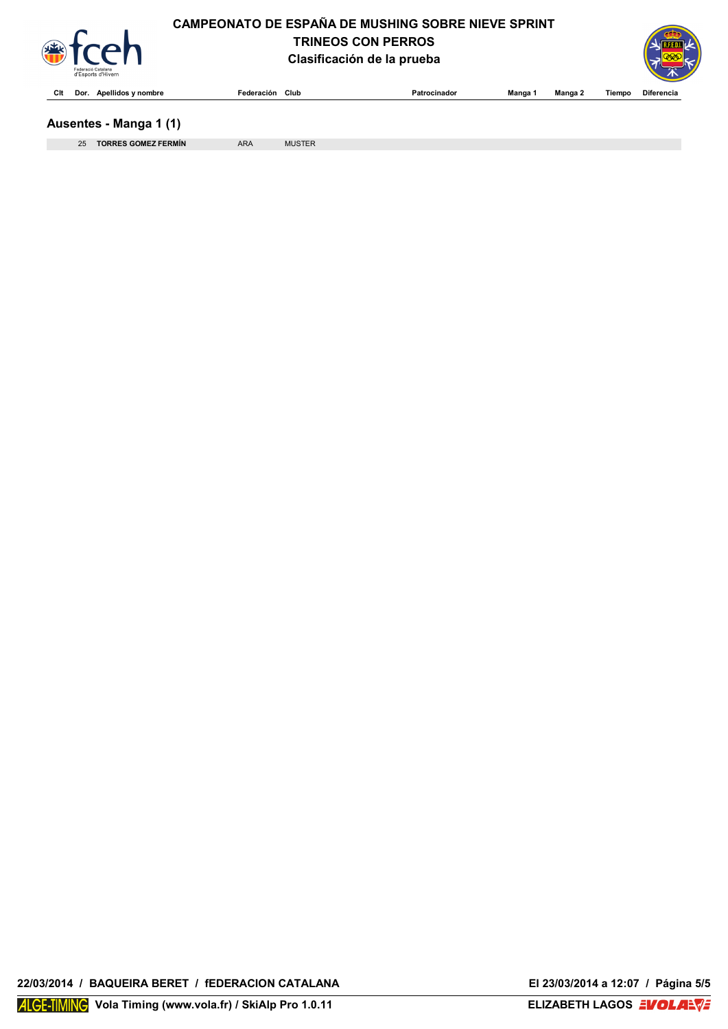# CAMPEONATO DE ESPAÑA DE MUSHING SOBRE NIEVE SPRINT
## TRINEOS CON PERROS
### Clasificación de la prueba

| Clt | Dor. | Apellidos y nombre | Federación | Club | Patrocinador | Manga 1 | Manga 2 | Tiempo | Diferencia |
|---|---|---|---|---|---|---|---|---|---|

## Ausentes - Manga 1 (1)

| Clt | Dor. | Apellidos y nombre | Federación | Club | Patrocinador | Manga 1 | Manga 2 | Tiempo | Diferencia |
|---|---|---|---|---|---|---|---|---|---|
| | 25 | **TORRES GOMEZ FERMÍN** | ARA | MUSTER | | | | | |

22/03/2014 / BAQUEIRA BERET / fEDERACION CATALANA

El 23/03/2014 a 12:07

Vola Timing (www.vola.fr) / SkiAlp Pro 1.0.11

ELIZABETH LAGOS